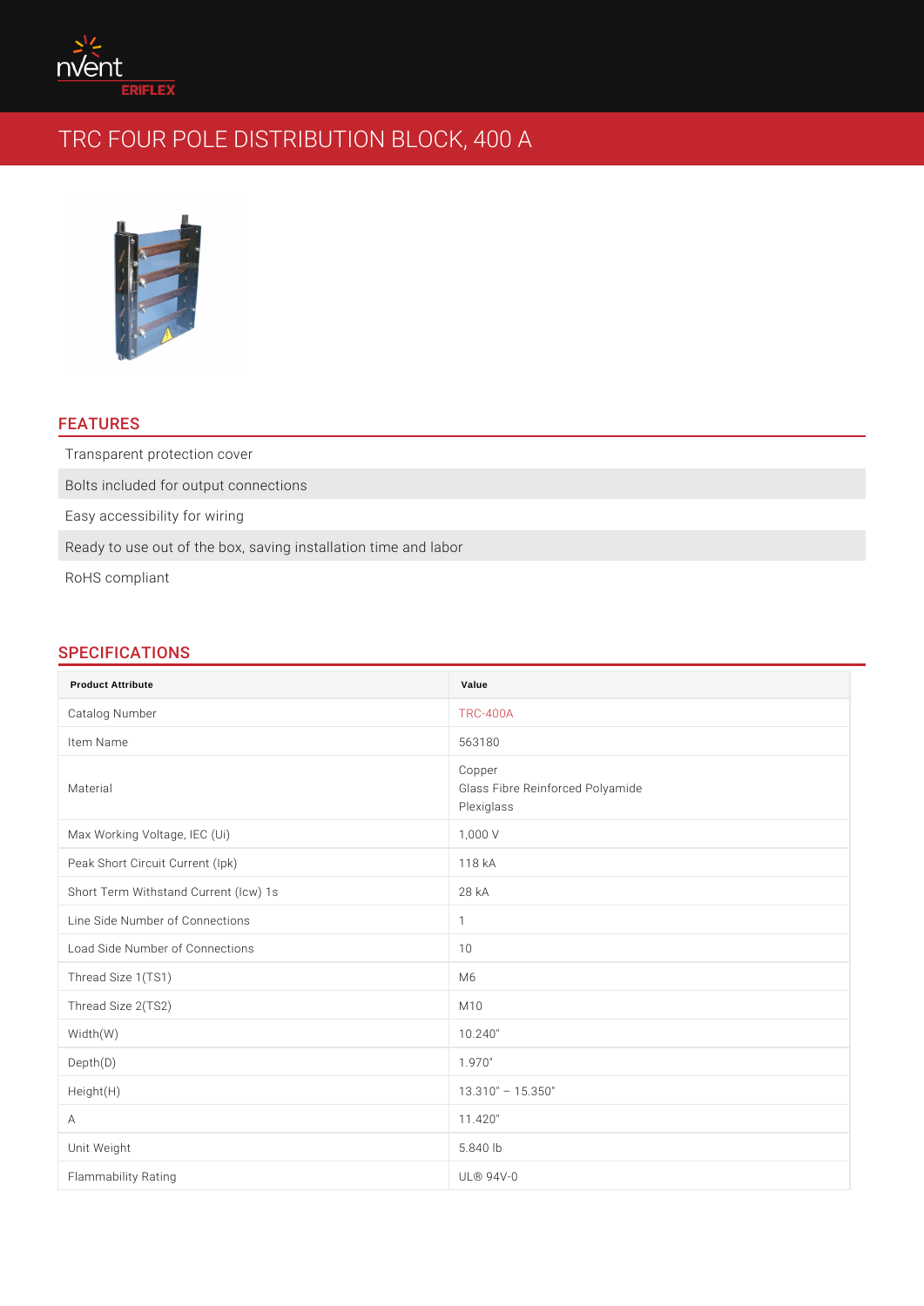# TRC FOUR POLE DISTRIBUTION BLOCK, 400 A

## FEATURES

- Transparent protection cover
- Bolts included for output connections
- Easy accessibility for wiring
- Ready to use out of the box, saving installation time and labor
- RoHS compliant

## SPECIFICATIONS

| Product Attribute | Value |
|---|---|
| Catalog Number | TRC-400A |
| Item Name | 563180 |
| Material | Copper<br>Glass Fibre Reinforced Polyamide<br>Plexiglass |
| Max Working Voltage, IEC (Ui) | 1,000 V |
| Peak Short Circuit Current (Ipk) | 118 kA |
| Short Term Withstand Current (Icw) 1s | 28 kA |
| Line Side Number of Connections | 1 |
| Load Side Number of Connections | 10 |
| Thread Size 1(TS1) | M6 |
| Thread Size 2(TS2) | M10 |
| Width(W) | 10.240" |
| Depth(D) | 1.970" |
| Height(H) | 13.310" – 15.350" |
| A | 11.420" |
| Unit Weight | 5.840 lb |
| Flammability Rating | UL® 94V-0 |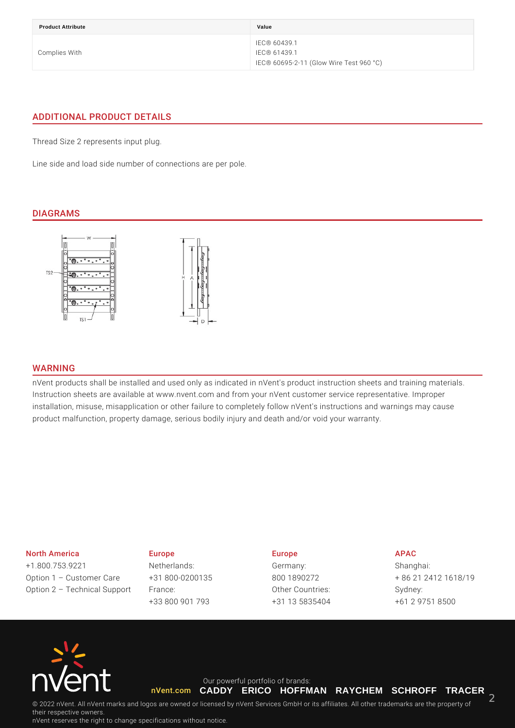| Product Attribute | Value |
| --- | --- |
| Complies With | IEC® 60439.1<br>IEC® 61439.1<br>IEC® 60695-2-11 (Glow Wire Test 960 °C) |

## ADDITIONAL PRODUCT DETAILS

Thread Size 2 represents input plug.

Line side and load side number of connections are per pole.

## DIAGRAMS

W
TS2
TS1
H
A
D

## WARNING

nVent products shall be installed and used only as indicated in nVent's product instruction sheets and training materials. Instruction sheets are available at www.nvent.com and from your nVent customer service representative. Improper installation, misuse, misapplication or other failure to completely follow nVent's instructions and warnings may cause product malfunction, property damage, serious bodily injury and death and/or void your warranty.

**North America**
+1.800.753.9221
Option 1 – Customer Care
Option 2 – Technical Support

**Europe**
Netherlands:
+31 800-0200135
France:
+33 800 901 793

**Europe**
Germany:
800 1890272
Other Countries:
+31 13 5835404

**APAC**
Shanghai:
+ 86 21 2412 1618/19
Sydney:
+61 2 9751 8500

nVent

Our powerful portfolio of brands:
nVent.com CADDY ERICO HOFFMAN RAYCHEM SCHROFF TRACER

© 2022 nVent. All nVent marks and logos are owned or licensed by nVent Services GmbH or its affiliates. All other trademarks are the property of their respective owners.
nVent reserves the right to change specifications without notice.